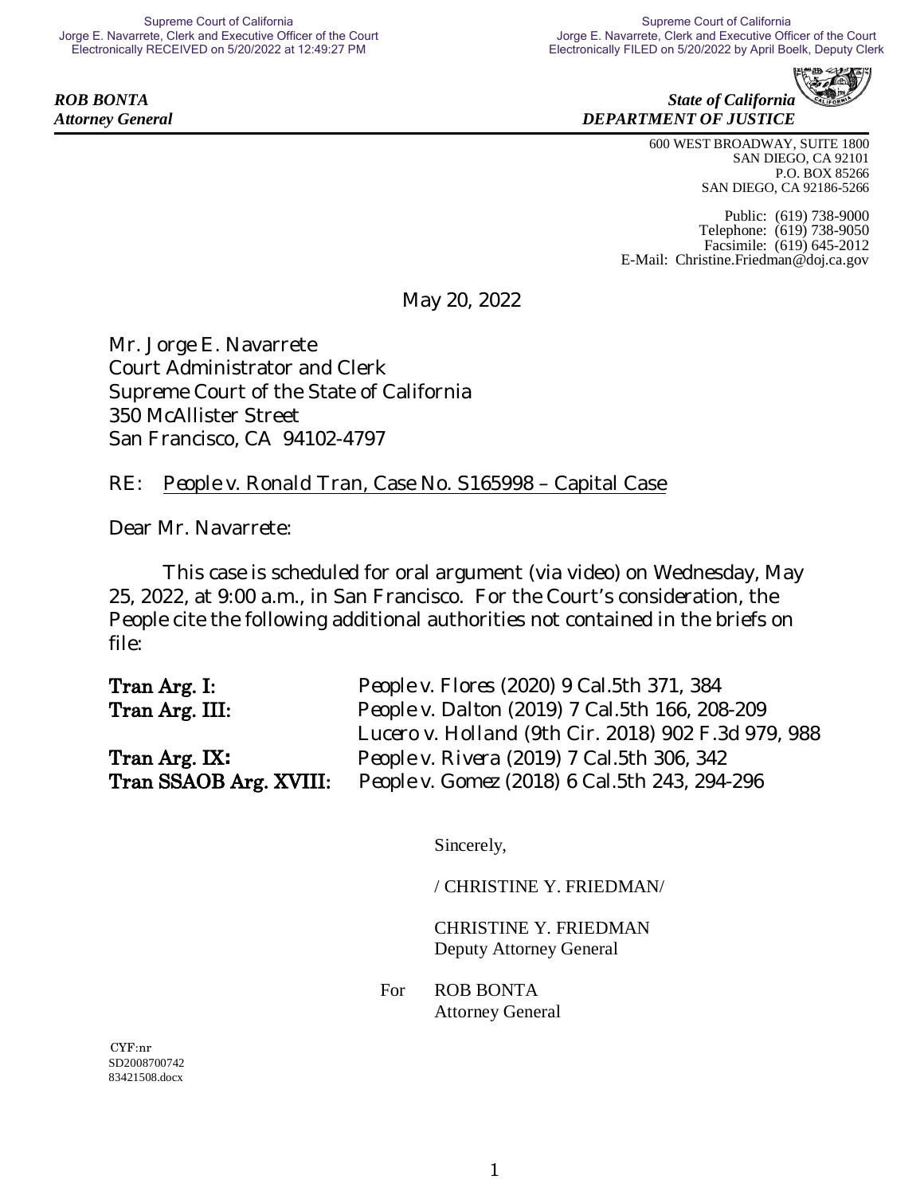Supreme Court of California
Jorge E. Navarrete, Clerk and Executive Officer of the Court
Electronically RECEIVED on 5/20/2022 at 12:49:27 PM

Supreme Court of California
Jorge E. Navarrete, Clerk and Executive Officer of the Court
Electronically FILED on 5/20/2022 by April Boelk, Deputy Clerk

***ROB BONTA***
***Attorney General***

***State of California***
***DEPARTMENT OF JUSTICE***

600 WEST BROADWAY, SUITE 1800
SAN DIEGO, CA 92101
P.O. BOX 85266
SAN DIEGO, CA 92186-5266

Public: (619) 738-9000
Telephone: (619) 738-9050
Facsimile: (619) 645-2012
E-Mail: Christine.Friedman@doj.ca.gov

May 20, 2022

Mr. Jorge E. Navarrete
Court Administrator and Clerk
Supreme Court of the State of California
350 McAllister Street
San Francisco, CA 94102-4797

RE: People v. Ronald Tran, Case No. S165998 – Capital Case

Dear Mr. Navarrete:

This case is scheduled for oral argument (via video) on Wednesday, May 25, 2022, at 9:00 a.m., in San Francisco. For the Court's consideration, the People cite the following additional authorities not contained in the briefs on file:

| | |
|---|---|
| **Tran Arg. I:** | *People v. Flores* (2020) 9 Cal.5th 371, 384 |
| **Tran Arg. III:** | *People v. Dalton* (2019) 7 Cal.5th 166, 208-209 |
| | *Lucero v. Holland* (9th Cir. 2018) 902 F.3d 979, 988 |
| **Tran Arg. IX:** | *People v. Rivera* (2019) 7 Cal.5th 306, 342 |
| **Tran SSAOB Arg. XVIII:** | *People v. Gomez* (2018) 6 Cal.5th 243, 294-296 |

Sincerely,

/ CHRISTINE Y. FRIEDMAN/

CHRISTINE Y. FRIEDMAN
Deputy Attorney General

For ROB BONTA
Attorney General

CYF:nr
SD2008700742
83421508.docx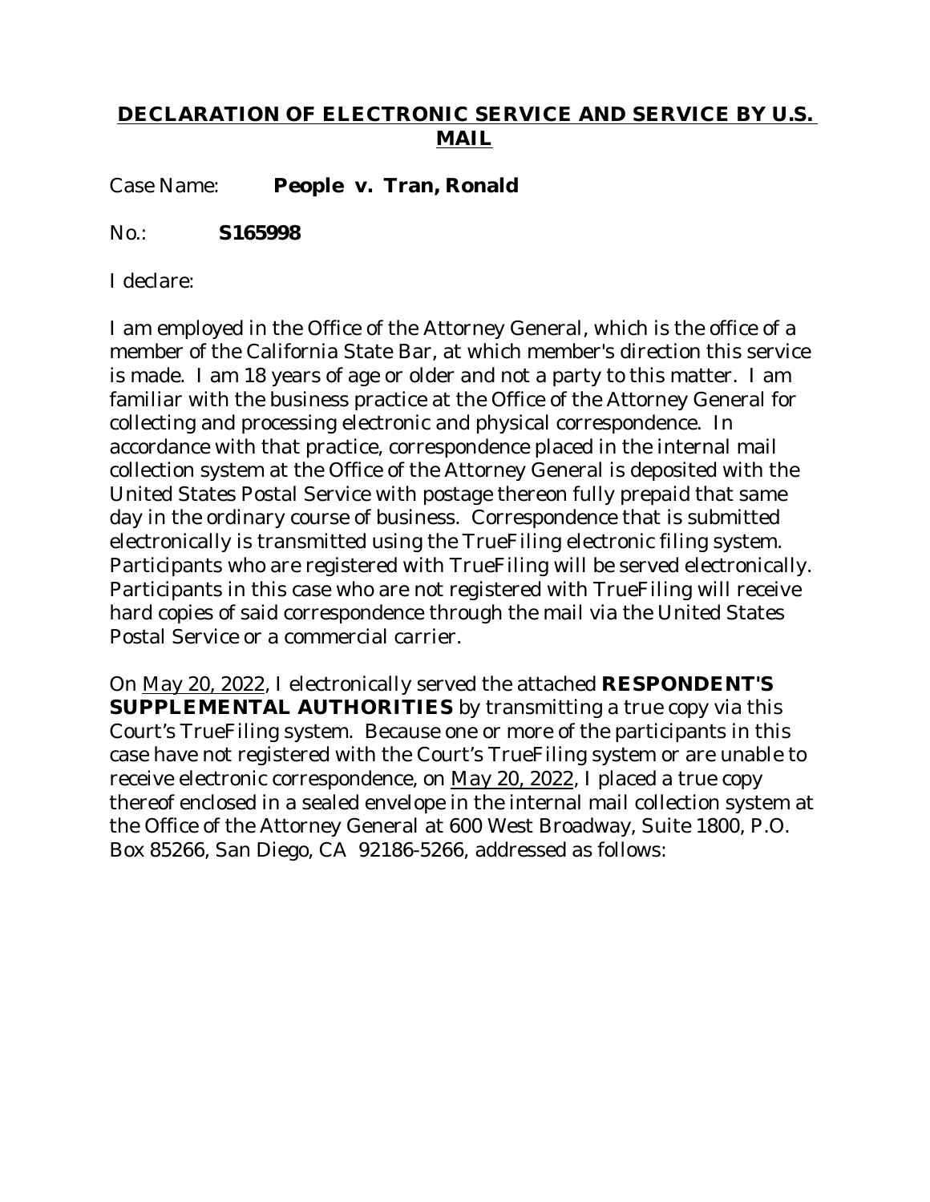## **DECLARATION OF ELECTRONIC SERVICE AND SERVICE BY U.S. MAIL**

Case Name: **People v. Tran, Ronald**

No.: **S165998**

I declare:

I am employed in the Office of the Attorney General, which is the office of a member of the California State Bar, at which member's direction this service is made. I am 18 years of age or older and not a party to this matter. I am familiar with the business practice at the Office of the Attorney General for collecting and processing electronic and physical correspondence. In accordance with that practice, correspondence placed in the internal mail collection system at the Office of the Attorney General is deposited with the United States Postal Service with postage thereon fully prepaid that same day in the ordinary course of business. Correspondence that is submitted electronically is transmitted using the TrueFiling electronic filing system. Participants who are registered with TrueFiling will be served electronically. Participants in this case who are not registered with TrueFiling will receive hard copies of said correspondence through the mail via the United States Postal Service or a commercial carrier.

On May 20, 2022, I electronically served the attached **RESPONDENT'S SUPPLEMENTAL AUTHORITIES** by transmitting a true copy via this Court's TrueFiling system. Because one or more of the participants in this case have not registered with the Court's TrueFiling system or are unable to receive electronic correspondence, on May 20, 2022, I placed a true copy thereof enclosed in a sealed envelope in the internal mail collection system at the Office of the Attorney General at 600 West Broadway, Suite 1800, P.O. Box 85266, San Diego, CA 92186-5266, addressed as follows: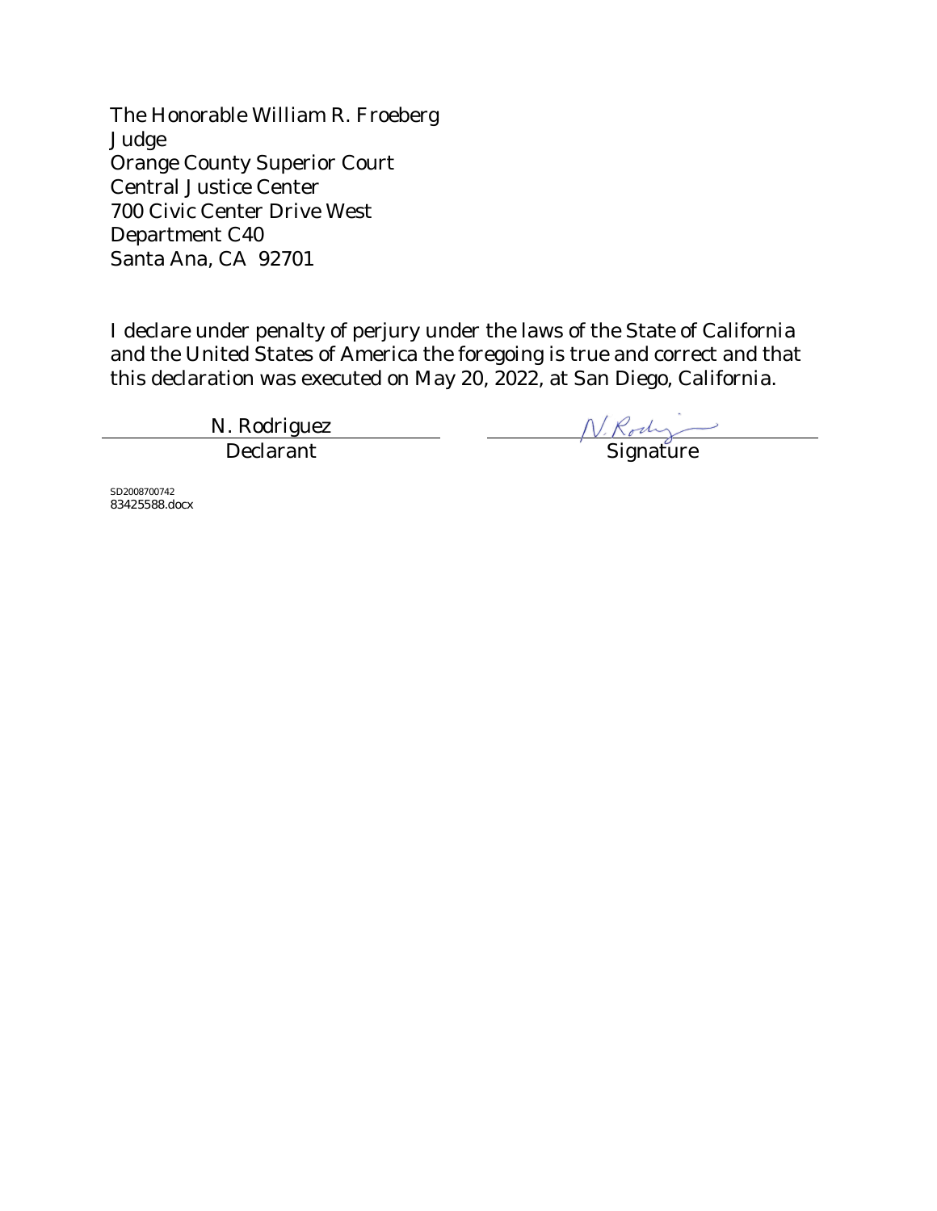The Honorable William R. Froeberg
Judge
Orange County Superior Court
Central Justice Center
700 Civic Center Drive West
Department C40
Santa Ana, CA  92701

I declare under penalty of perjury under the laws of the State of California and the United States of America the foregoing is true and correct and that this declaration was executed on May 20, 2022, at San Diego, California.

| N. Rodriguez | N. Rodriguez |
| --- | --- |
| Declarant | Signature |

SD2008700742
83425588.docx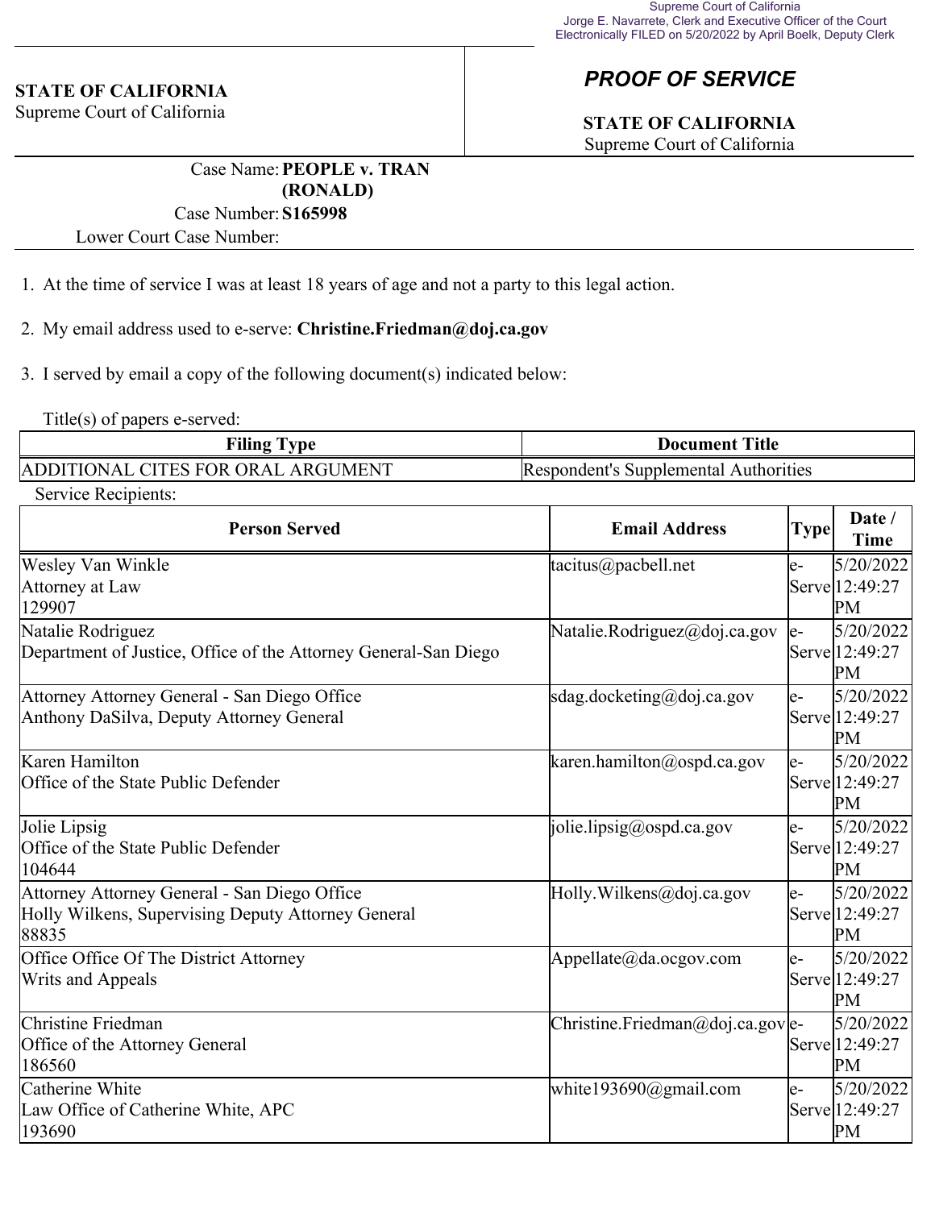Supreme Court of California
Jorge E. Navarrete, Clerk and Executive Officer of the Court
Electronically FILED on 5/20/2022 by April Boelk, Deputy Clerk

**STATE OF CALIFORNIA**
Supreme Court of California

## *PROOF OF SERVICE*

**STATE OF CALIFORNIA**
Supreme Court of California

Case Name: **PEOPLE v. TRAN (RONALD)**
Case Number: **S165998**
Lower Court Case Number:

1. At the time of service I was at least 18 years of age and not a party to this legal action.

2. My email address used to e-serve: **Christine.Friedman@doj.ca.gov**

3. I served by email a copy of the following document(s) indicated below:

Title(s) of papers e-served:

| Filing Type | Document Title |
| --- | --- |
| ADDITIONAL CITES FOR ORAL ARGUMENT | Respondent's Supplemental Authorities |

Service Recipients:

| Person Served | Email Address | Type | Date / Time |
| --- | --- | --- | --- |
| Wesley Van Winkle<br>Attorney at Law<br>129907 | tacitus@pacbell.net | e-Serve | 5/20/2022 12:49:27 PM |
| Natalie Rodriguez<br>Department of Justice, Office of the Attorney General-San Diego | Natalie.Rodriguez@doj.ca.gov | e-Serve | 5/20/2022 12:49:27 PM |
| Attorney Attorney General - San Diego Office<br>Anthony DaSilva, Deputy Attorney General | sdag.docketing@doj.ca.gov | e-Serve | 5/20/2022 12:49:27 PM |
| Karen Hamilton<br>Office of the State Public Defender | karen.hamilton@ospd.ca.gov | e-Serve | 5/20/2022 12:49:27 PM |
| Jolie Lipsig<br>Office of the State Public Defender<br>104644 | jolie.lipsig@ospd.ca.gov | e-Serve | 5/20/2022 12:49:27 PM |
| Attorney Attorney General - San Diego Office<br>Holly Wilkens, Supervising Deputy Attorney General<br>88835 | Holly.Wilkens@doj.ca.gov | e-Serve | 5/20/2022 12:49:27 PM |
| Office Office Of The District Attorney<br>Writs and Appeals | Appellate@da.ocgov.com | e-Serve | 5/20/2022 12:49:27 PM |
| Christine Friedman<br>Office of the Attorney General<br>186560 | Christine.Friedman@doj.ca.gov | e-Serve | 5/20/2022 12:49:27 PM |
| Catherine White<br>Law Office of Catherine White, APC<br>193690 | white193690@gmail.com | e-Serve | 5/20/2022 12:49:27 PM |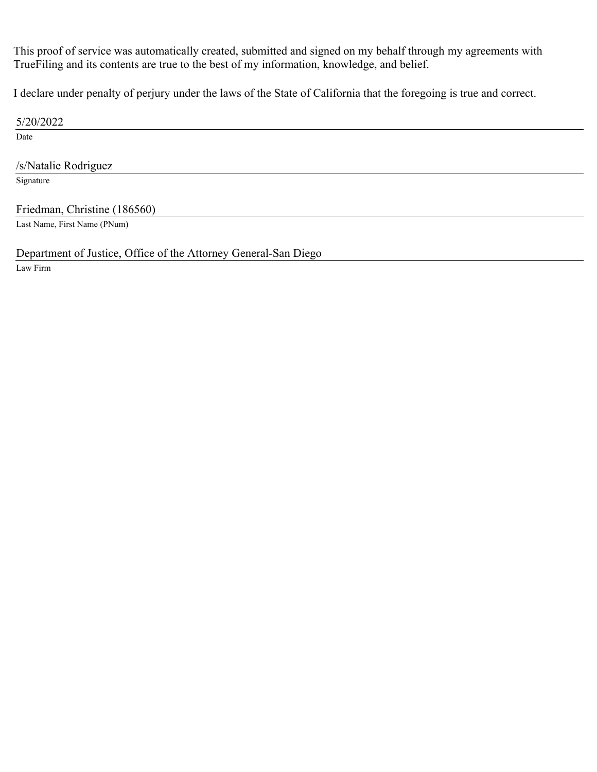This proof of service was automatically created, submitted and signed on my behalf through my agreements with TrueFiling and its contents are true to the best of my information, knowledge, and belief.

I declare under penalty of perjury under the laws of the State of California that the foregoing is true and correct.

5/20/2022

Date

/s/Natalie Rodriguez

Signature

Friedman, Christine (186560)

Last Name, First Name (PNum)

Department of Justice, Office of the Attorney General-San Diego

Law Firm